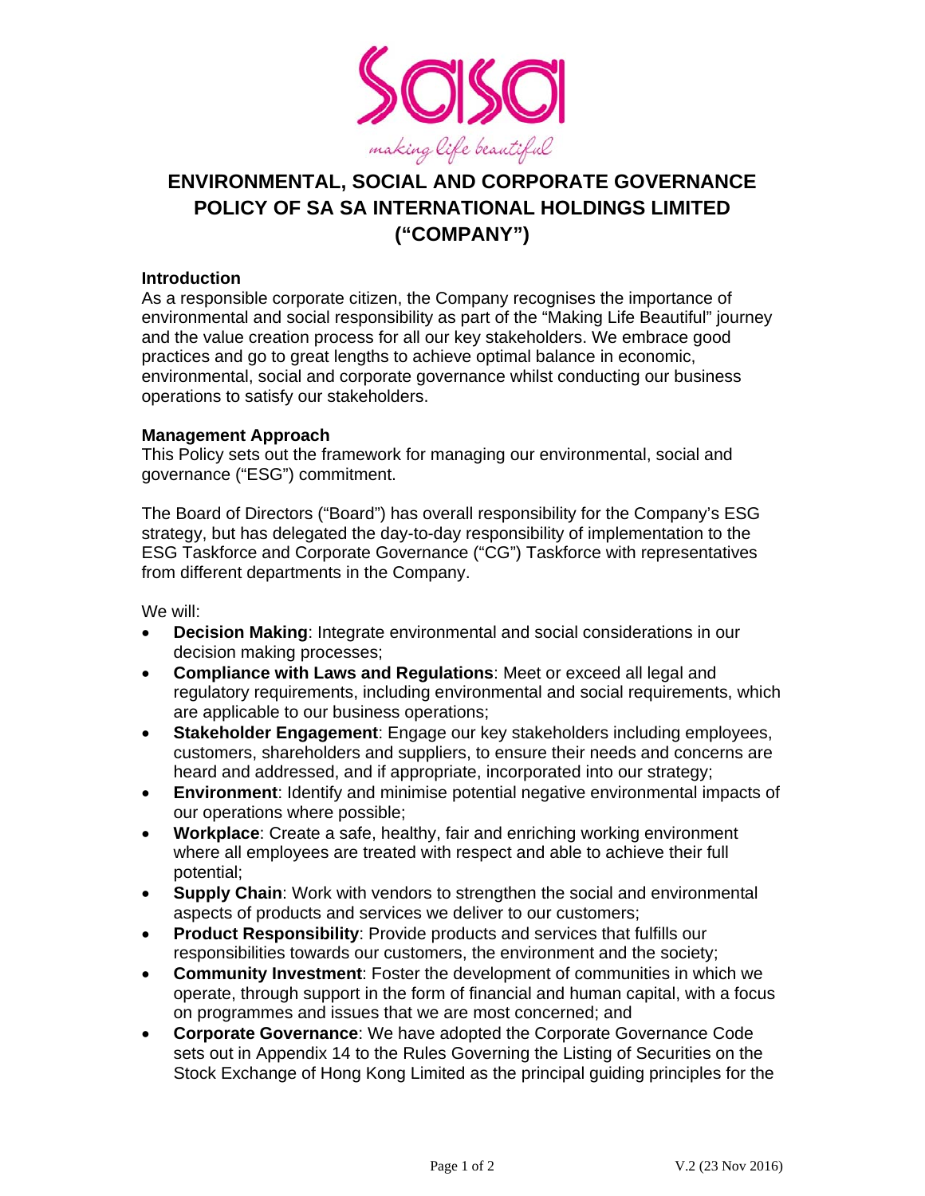# ENVIRONMENTAL, SOCIAL AND CORPORATE GOVERNANCE POLICY OF SA SA INTERNATIONAL HOLDINGS LIMITED ("COMPANY")

### Introduction

As a responsible corporate citizen, the Company recognises the importance of environmental and social responsibility as part of the "Making Life Beautiful" journey and the value creation process for all our key stakeholders. We embrace good practices and go to great lengths to achieve optimal balance in economic, environmental, social and corporate governance whilst conducting our business operations to satisfy our stakeholders.

### Management Approach

This Policy sets out the framework for managing our environmental, social and governance ("ESG") commitment.

The Board of Directors ("Board") has overall responsibility for the Company's ESG strategy, but has delegated the day-to-day responsibility of implementation to the ESG Taskforce and Corporate Governance ("CG") Taskforce with representatives from different departments in the Company.

We will:

- **Decision Making**: Integrate environmental and social considerations in our decision making processes;
- **Compliance with Laws and Regulations**: Meet or exceed all legal and regulatory requirements, including environmental and social requirements, which are applicable to our business operations;
- **Stakeholder Engagement**: Engage our key stakeholders including employees, customers, shareholders and suppliers, to ensure their needs and concerns are heard and addressed, and if appropriate, incorporated into our strategy;
- **Environment**: Identify and minimise potential negative environmental impacts of our operations where possible;
- **Workplace**: Create a safe, healthy, fair and enriching working environment where all employees are treated with respect and able to achieve their full potential;
- **Supply Chain**: Work with vendors to strengthen the social and environmental aspects of products and services we deliver to our customers;
- **Product Responsibility**: Provide products and services that fulfills our responsibilities towards our customers, the environment and the society;
- **Community Investment**: Foster the development of communities in which we operate, through support in the form of financial and human capital, with a focus on programmes and issues that we are most concerned; and
- **Corporate Governance**: We have adopted the Corporate Governance Code sets out in Appendix 14 to the Rules Governing the Listing of Securities on the Stock Exchange of Hong Kong Limited as the principal guiding principles for the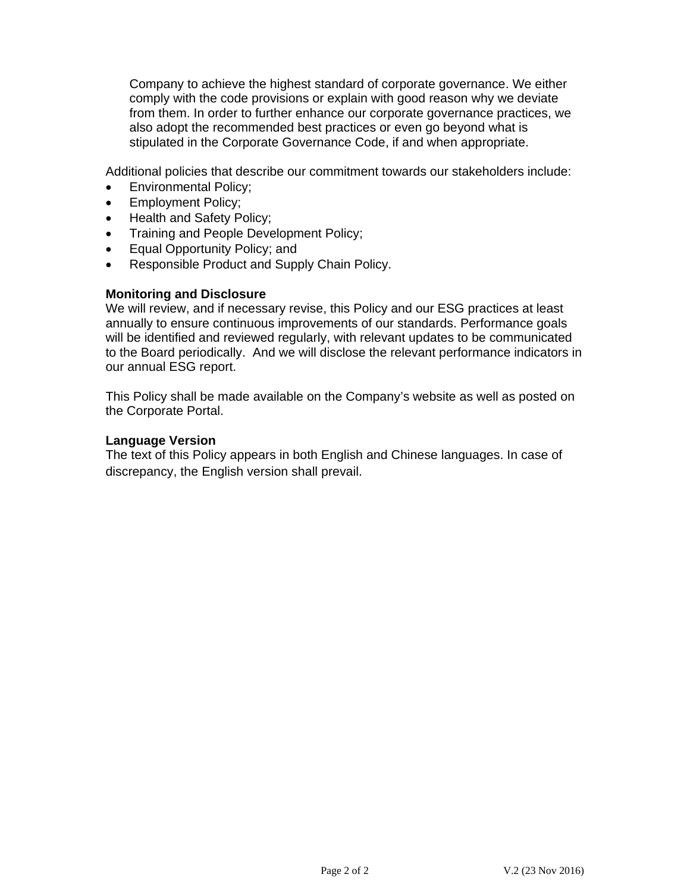Company to achieve the highest standard of corporate governance. We either comply with the code provisions or explain with good reason why we deviate from them. In order to further enhance our corporate governance practices, we also adopt the recommended best practices or even go beyond what is stipulated in the Corporate Governance Code, if and when appropriate.

Additional policies that describe our commitment towards our stakeholders include:

- Environmental Policy;
- Employment Policy;
- Health and Safety Policy;
- Training and People Development Policy;
- Equal Opportunity Policy; and
- Responsible Product and Supply Chain Policy.

**Monitoring and Disclosure**

We will review, and if necessary revise, this Policy and our ESG practices at least annually to ensure continuous improvements of our standards. Performance goals will be identified and reviewed regularly, with relevant updates to be communicated to the Board periodically. And we will disclose the relevant performance indicators in our annual ESG report.

This Policy shall be made available on the Company's website as well as posted on the Corporate Portal.

**Language Version**

The text of this Policy appears in both English and Chinese languages. In case of discrepancy, the English version shall prevail.